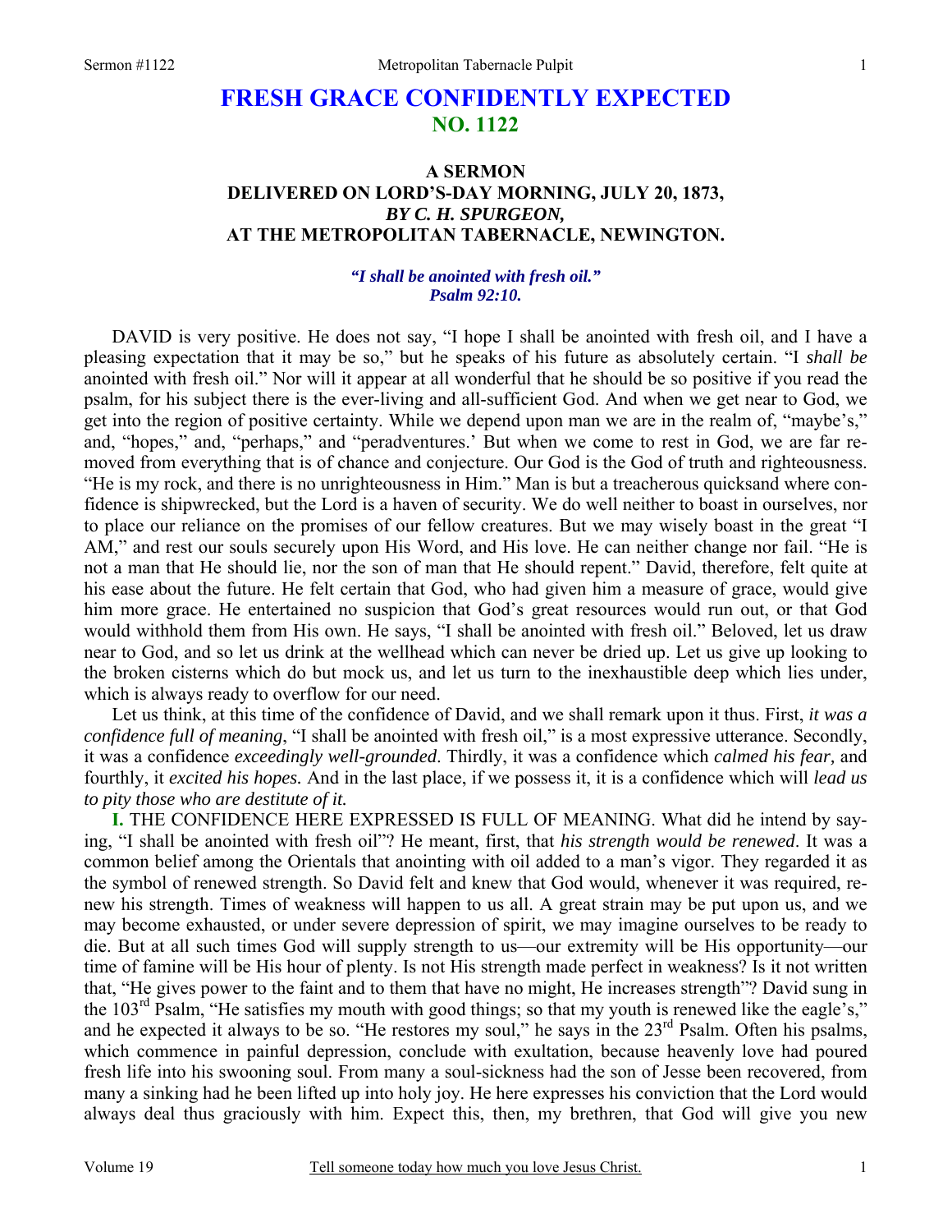# FRESH GRACE CONFIDENTLY EXPECTED
## NO. 1122

### A SERMON
### DELIVERED ON LORD'S-DAY MORNING, JULY 20, 1873,
### *BY C. H. SPURGEON,*
### AT THE METROPOLITAN TABERNACLE, NEWINGTON.

***"I shall be anointed with fresh oil." Psalm 92:10.***

DAVID is very positive. He does not say, "I hope I shall be anointed with fresh oil, and I have a pleasing expectation that it may be so," but he speaks of his future as absolutely certain. "I *shall be* anointed with fresh oil." Nor will it appear at all wonderful that he should be so positive if you read the psalm, for his subject there is the ever-living and all-sufficient God. And when we get near to God, we get into the region of positive certainty. While we depend upon man we are in the realm of, "maybe's," and, "hopes," and, "perhaps," and "peradventures.' But when we come to rest in God, we are far removed from everything that is of chance and conjecture. Our God is the God of truth and righteousness. "He is my rock, and there is no unrighteousness in Him." Man is but a treacherous quicksand where confidence is shipwrecked, but the Lord is a haven of security. We do well neither to boast in ourselves, nor to place our reliance on the promises of our fellow creatures. But we may wisely boast in the great "I AM," and rest our souls securely upon His Word, and His love. He can neither change nor fail. "He is not a man that He should lie, nor the son of man that He should repent." David, therefore, felt quite at his ease about the future. He felt certain that God, who had given him a measure of grace, would give him more grace. He entertained no suspicion that God's great resources would run out, or that God would withhold them from His own. He says, "I shall be anointed with fresh oil." Beloved, let us draw near to God, and so let us drink at the wellhead which can never be dried up. Let us give up looking to the broken cisterns which do but mock us, and let us turn to the inexhaustible deep which lies under, which is always ready to overflow for our need.

Let us think, at this time of the confidence of David, and we shall remark upon it thus. First, *it was a confidence full of meaning*, "I shall be anointed with fresh oil," is a most expressive utterance. Secondly, it was a confidence *exceedingly well-grounded*. Thirdly, it was a confidence which *calmed his fear,* and fourthly, it *excited his hopes.* And in the last place, if we possess it, it is a confidence which will *lead us to pity those who are destitute of it.*

**I.** THE CONFIDENCE HERE EXPRESSED IS FULL OF MEANING. What did he intend by saying, "I shall be anointed with fresh oil"? He meant, first, that *his strength would be renewed*. It was a common belief among the Orientals that anointing with oil added to a man's vigor. They regarded it as the symbol of renewed strength. So David felt and knew that God would, whenever it was required, renew his strength. Times of weakness will happen to us all. A great strain may be put upon us, and we may become exhausted, or under severe depression of spirit, we may imagine ourselves to be ready to die. But at all such times God will supply strength to us—our extremity will be His opportunity—our time of famine will be His hour of plenty. Is not His strength made perfect in weakness? Is it not written that, "He gives power to the faint and to them that have no might, He increases strength"? David sung in the 103rd Psalm, "He satisfies my mouth with good things; so that my youth is renewed like the eagle's," and he expected it always to be so. "He restores my soul," he says in the 23rd Psalm. Often his psalms, which commence in painful depression, conclude with exultation, because heavenly love had poured fresh life into his swooning soul. From many a soul-sickness had the son of Jesse been recovered, from many a sinking had he been lifted up into holy joy. He here expresses his conviction that the Lord would always deal thus graciously with him. Expect this, then, my brethren, that God will give you new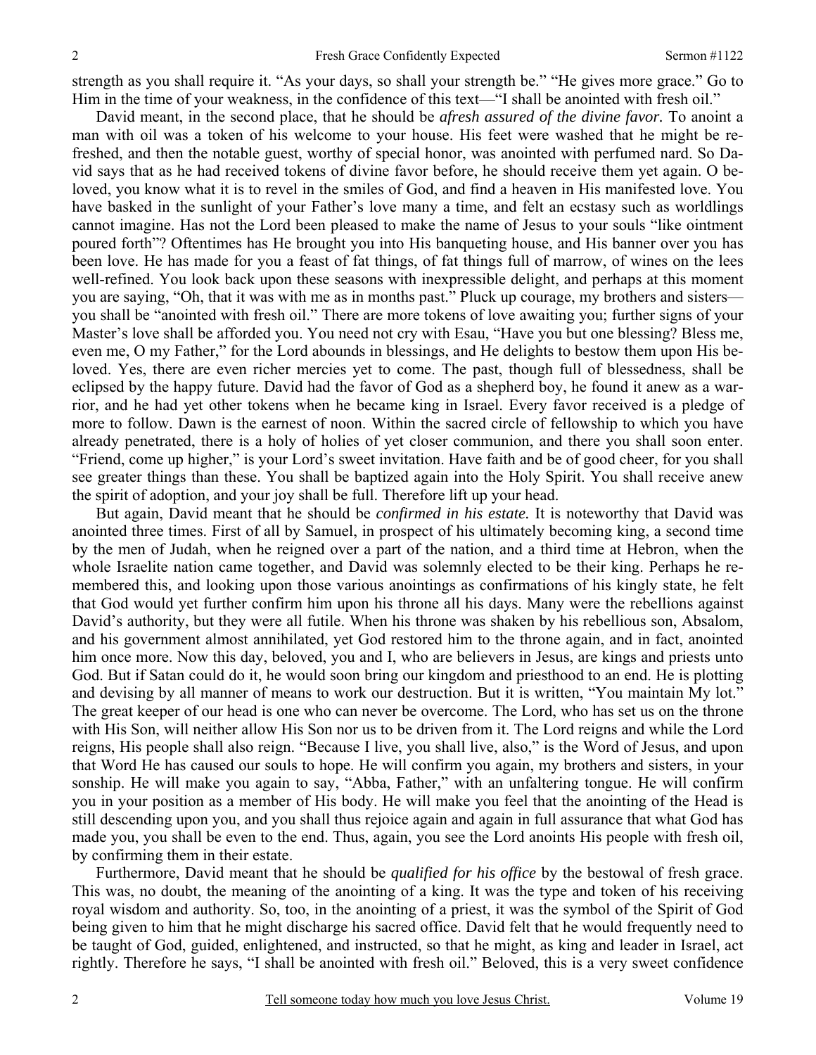strength as you shall require it. "As your days, so shall your strength be." "He gives more grace." Go to Him in the time of your weakness, in the confidence of this text—"I shall be anointed with fresh oil."

David meant, in the second place, that he should be *afresh assured of the divine favor.* To anoint a man with oil was a token of his welcome to your house. His feet were washed that he might be refreshed, and then the notable guest, worthy of special honor, was anointed with perfumed nard. So David says that as he had received tokens of divine favor before, he should receive them yet again. O beloved, you know what it is to revel in the smiles of God, and find a heaven in His manifested love. You have basked in the sunlight of your Father's love many a time, and felt an ecstasy such as worldlings cannot imagine. Has not the Lord been pleased to make the name of Jesus to your souls "like ointment poured forth"? Oftentimes has He brought you into His banqueting house, and His banner over you has been love. He has made for you a feast of fat things, of fat things full of marrow, of wines on the lees well-refined. You look back upon these seasons with inexpressible delight, and perhaps at this moment you are saying, "Oh, that it was with me as in months past." Pluck up courage, my brothers and sisters—you shall be "anointed with fresh oil." There are more tokens of love awaiting you; further signs of your Master's love shall be afforded you. You need not cry with Esau, "Have you but one blessing? Bless me, even me, O my Father," for the Lord abounds in blessings, and He delights to bestow them upon His beloved. Yes, there are even richer mercies yet to come. The past, though full of blessedness, shall be eclipsed by the happy future. David had the favor of God as a shepherd boy, he found it anew as a warrior, and he had yet other tokens when he became king in Israel. Every favor received is a pledge of more to follow. Dawn is the earnest of noon. Within the sacred circle of fellowship to which you have already penetrated, there is a holy of holies of yet closer communion, and there you shall soon enter. "Friend, come up higher," is your Lord's sweet invitation. Have faith and be of good cheer, for you shall see greater things than these. You shall be baptized again into the Holy Spirit. You shall receive anew the spirit of adoption, and your joy shall be full. Therefore lift up your head.

But again, David meant that he should be *confirmed in his estate.* It is noteworthy that David was anointed three times. First of all by Samuel, in prospect of his ultimately becoming king, a second time by the men of Judah, when he reigned over a part of the nation, and a third time at Hebron, when the whole Israelite nation came together, and David was solemnly elected to be their king. Perhaps he remembered this, and looking upon those various anointings as confirmations of his kingly state, he felt that God would yet further confirm him upon his throne all his days. Many were the rebellions against David's authority, but they were all futile. When his throne was shaken by his rebellious son, Absalom, and his government almost annihilated, yet God restored him to the throne again, and in fact, anointed him once more. Now this day, beloved, you and I, who are believers in Jesus, are kings and priests unto God. But if Satan could do it, he would soon bring our kingdom and priesthood to an end. He is plotting and devising by all manner of means to work our destruction. But it is written, "You maintain My lot." The great keeper of our head is one who can never be overcome. The Lord, who has set us on the throne with His Son, will neither allow His Son nor us to be driven from it. The Lord reigns and while the Lord reigns, His people shall also reign. "Because I live, you shall live, also," is the Word of Jesus, and upon that Word He has caused our souls to hope. He will confirm you again, my brothers and sisters, in your sonship. He will make you again to say, "Abba, Father," with an unfaltering tongue. He will confirm you in your position as a member of His body. He will make you feel that the anointing of the Head is still descending upon you, and you shall thus rejoice again and again in full assurance that what God has made you, you shall be even to the end. Thus, again, you see the Lord anoints His people with fresh oil, by confirming them in their estate.

Furthermore, David meant that he should be *qualified for his office* by the bestowal of fresh grace. This was, no doubt, the meaning of the anointing of a king. It was the type and token of his receiving royal wisdom and authority. So, too, in the anointing of a priest, it was the symbol of the Spirit of God being given to him that he might discharge his sacred office. David felt that he would frequently need to be taught of God, guided, enlightened, and instructed, so that he might, as king and leader in Israel, act rightly. Therefore he says, "I shall be anointed with fresh oil." Beloved, this is a very sweet confidence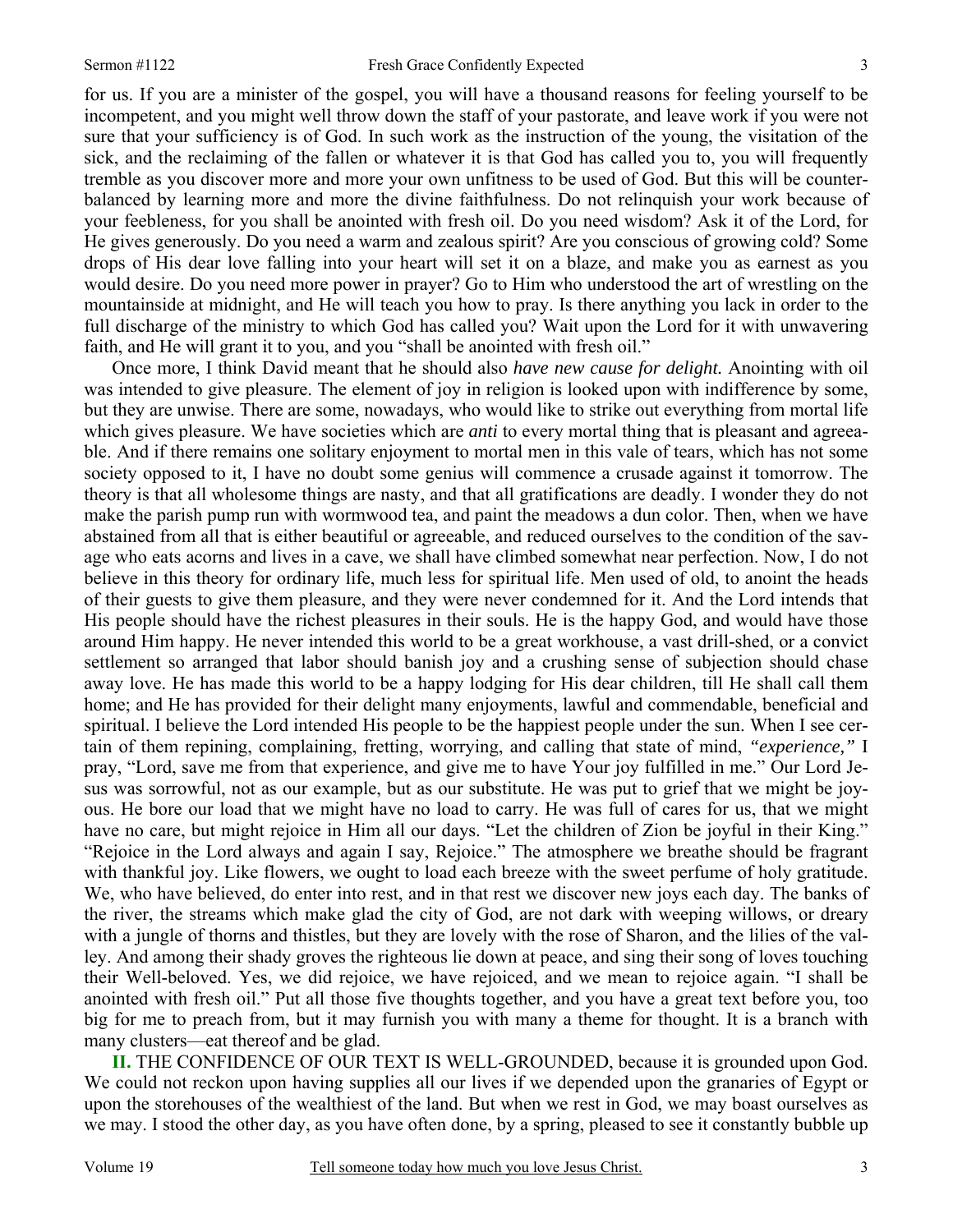for us. If you are a minister of the gospel, you will have a thousand reasons for feeling yourself to be incompetent, and you might well throw down the staff of your pastorate, and leave work if you were not sure that your sufficiency is of God. In such work as the instruction of the young, the visitation of the sick, and the reclaiming of the fallen or whatever it is that God has called you to, you will frequently tremble as you discover more and more your own unfitness to be used of God. But this will be counterbalanced by learning more and more the divine faithfulness. Do not relinquish your work because of your feebleness, for you shall be anointed with fresh oil. Do you need wisdom? Ask it of the Lord, for He gives generously. Do you need a warm and zealous spirit? Are you conscious of growing cold? Some drops of His dear love falling into your heart will set it on a blaze, and make you as earnest as you would desire. Do you need more power in prayer? Go to Him who understood the art of wrestling on the mountainside at midnight, and He will teach you how to pray. Is there anything you lack in order to the full discharge of the ministry to which God has called you? Wait upon the Lord for it with unwavering faith, and He will grant it to you, and you "shall be anointed with fresh oil."

Once more, I think David meant that he should also *have new cause for delight.* Anointing with oil was intended to give pleasure. The element of joy in religion is looked upon with indifference by some, but they are unwise. There are some, nowadays, who would like to strike out everything from mortal life which gives pleasure. We have societies which are *anti* to every mortal thing that is pleasant and agreeable. And if there remains one solitary enjoyment to mortal men in this vale of tears, which has not some society opposed to it, I have no doubt some genius will commence a crusade against it tomorrow. The theory is that all wholesome things are nasty, and that all gratifications are deadly. I wonder they do not make the parish pump run with wormwood tea, and paint the meadows a dun color. Then, when we have abstained from all that is either beautiful or agreeable, and reduced ourselves to the condition of the savage who eats acorns and lives in a cave, we shall have climbed somewhat near perfection. Now, I do not believe in this theory for ordinary life, much less for spiritual life. Men used of old, to anoint the heads of their guests to give them pleasure, and they were never condemned for it. And the Lord intends that His people should have the richest pleasures in their souls. He is the happy God, and would have those around Him happy. He never intended this world to be a great workhouse, a vast drill-shed, or a convict settlement so arranged that labor should banish joy and a crushing sense of subjection should chase away love. He has made this world to be a happy lodging for His dear children, till He shall call them home; and He has provided for their delight many enjoyments, lawful and commendable, beneficial and spiritual. I believe the Lord intended His people to be the happiest people under the sun. When I see certain of them repining, complaining, fretting, worrying, and calling that state of mind, *"experience,"* I pray, "Lord, save me from that experience, and give me to have Your joy fulfilled in me." Our Lord Jesus was sorrowful, not as our example, but as our substitute. He was put to grief that we might be joyous. He bore our load that we might have no load to carry. He was full of cares for us, that we might have no care, but might rejoice in Him all our days. "Let the children of Zion be joyful in their King." "Rejoice in the Lord always and again I say, Rejoice." The atmosphere we breathe should be fragrant with thankful joy. Like flowers, we ought to load each breeze with the sweet perfume of holy gratitude. We, who have believed, do enter into rest, and in that rest we discover new joys each day. The banks of the river, the streams which make glad the city of God, are not dark with weeping willows, or dreary with a jungle of thorns and thistles, but they are lovely with the rose of Sharon, and the lilies of the valley. And among their shady groves the righteous lie down at peace, and sing their song of loves touching their Well-beloved. Yes, we did rejoice, we have rejoiced, and we mean to rejoice again. "I shall be anointed with fresh oil." Put all those five thoughts together, and you have a great text before you, too big for me to preach from, but it may furnish you with many a theme for thought. It is a branch with many clusters—eat thereof and be glad.

**II.** THE CONFIDENCE OF OUR TEXT IS WELL-GROUNDED, because it is grounded upon God. We could not reckon upon having supplies all our lives if we depended upon the granaries of Egypt or upon the storehouses of the wealthiest of the land. But when we rest in God, we may boast ourselves as we may. I stood the other day, as you have often done, by a spring, pleased to see it constantly bubble up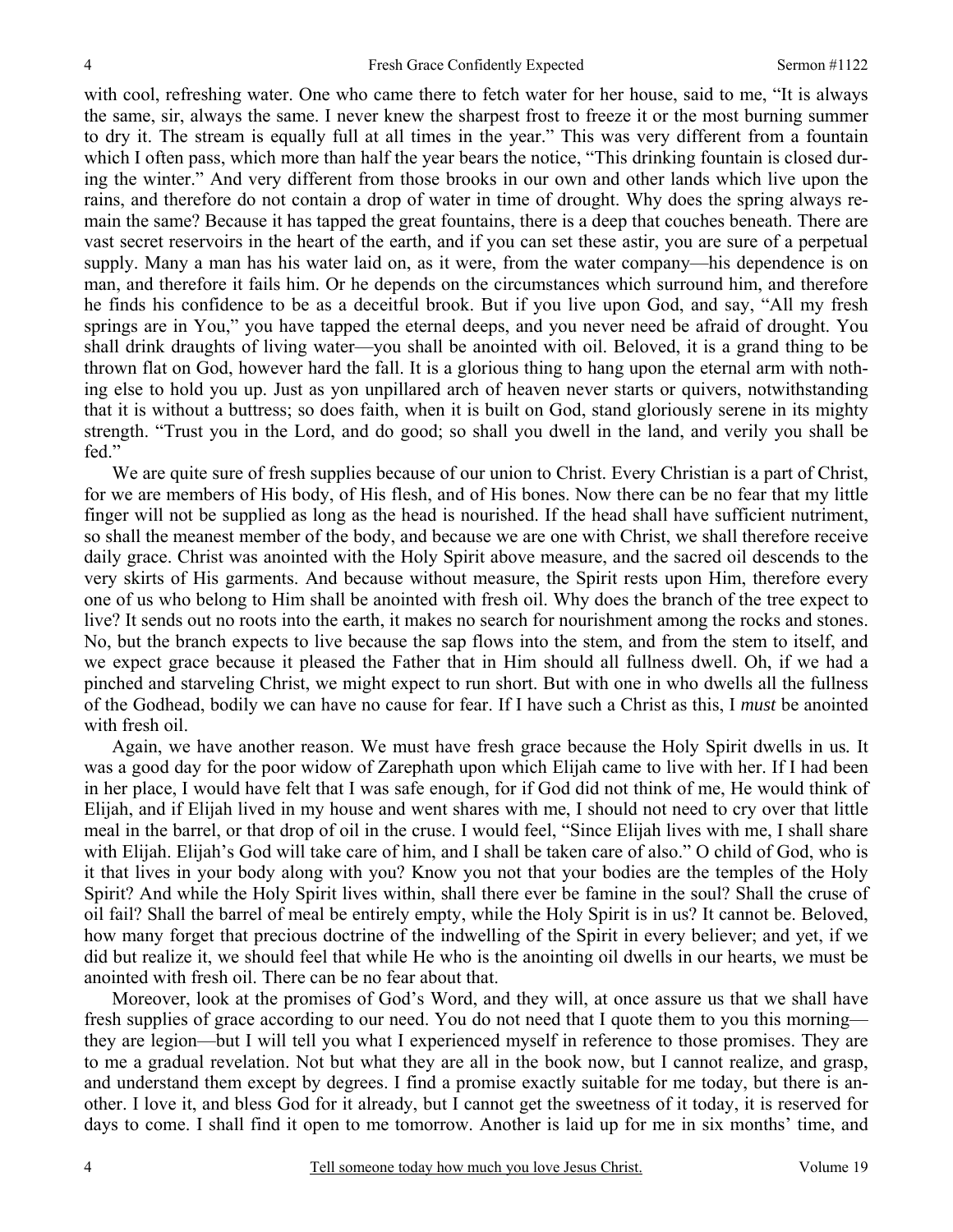with cool, refreshing water. One who came there to fetch water for her house, said to me, "It is always the same, sir, always the same. I never knew the sharpest frost to freeze it or the most burning summer to dry it. The stream is equally full at all times in the year." This was very different from a fountain which I often pass, which more than half the year bears the notice, "This drinking fountain is closed during the winter." And very different from those brooks in our own and other lands which live upon the rains, and therefore do not contain a drop of water in time of drought. Why does the spring always remain the same? Because it has tapped the great fountains, there is a deep that couches beneath. There are vast secret reservoirs in the heart of the earth, and if you can set these astir, you are sure of a perpetual supply. Many a man has his water laid on, as it were, from the water company—his dependence is on man, and therefore it fails him. Or he depends on the circumstances which surround him, and therefore he finds his confidence to be as a deceitful brook. But if you live upon God, and say, "All my fresh springs are in You," you have tapped the eternal deeps, and you never need be afraid of drought. You shall drink draughts of living water—you shall be anointed with oil. Beloved, it is a grand thing to be thrown flat on God, however hard the fall. It is a glorious thing to hang upon the eternal arm with nothing else to hold you up. Just as yon unpillared arch of heaven never starts or quivers, notwithstanding that it is without a buttress; so does faith, when it is built on God, stand gloriously serene in its mighty strength. "Trust you in the Lord, and do good; so shall you dwell in the land, and verily you shall be fed."

We are quite sure of fresh supplies because of our union to Christ. Every Christian is a part of Christ, for we are members of His body, of His flesh, and of His bones. Now there can be no fear that my little finger will not be supplied as long as the head is nourished. If the head shall have sufficient nutriment, so shall the meanest member of the body, and because we are one with Christ, we shall therefore receive daily grace. Christ was anointed with the Holy Spirit above measure, and the sacred oil descends to the very skirts of His garments. And because without measure, the Spirit rests upon Him, therefore every one of us who belong to Him shall be anointed with fresh oil. Why does the branch of the tree expect to live? It sends out no roots into the earth, it makes no search for nourishment among the rocks and stones. No, but the branch expects to live because the sap flows into the stem, and from the stem to itself, and we expect grace because it pleased the Father that in Him should all fullness dwell. Oh, if we had a pinched and starveling Christ, we might expect to run short. But with one in who dwells all the fullness of the Godhead, bodily we can have no cause for fear. If I have such a Christ as this, I *must* be anointed with fresh oil.

Again, we have another reason. We must have fresh grace because the Holy Spirit dwells in us*.* It was a good day for the poor widow of Zarephath upon which Elijah came to live with her. If I had been in her place, I would have felt that I was safe enough, for if God did not think of me, He would think of Elijah, and if Elijah lived in my house and went shares with me, I should not need to cry over that little meal in the barrel, or that drop of oil in the cruse. I would feel, "Since Elijah lives with me, I shall share with Elijah. Elijah's God will take care of him, and I shall be taken care of also." O child of God, who is it that lives in your body along with you? Know you not that your bodies are the temples of the Holy Spirit? And while the Holy Spirit lives within, shall there ever be famine in the soul? Shall the cruse of oil fail? Shall the barrel of meal be entirely empty, while the Holy Spirit is in us? It cannot be. Beloved, how many forget that precious doctrine of the indwelling of the Spirit in every believer; and yet, if we did but realize it, we should feel that while He who is the anointing oil dwells in our hearts, we must be anointed with fresh oil. There can be no fear about that.

Moreover, look at the promises of God's Word, and they will, at once assure us that we shall have fresh supplies of grace according to our need. You do not need that I quote them to you this morning—they are legion—but I will tell you what I experienced myself in reference to those promises. They are to me a gradual revelation. Not but what they are all in the book now, but I cannot realize, and grasp, and understand them except by degrees. I find a promise exactly suitable for me today, but there is another. I love it, and bless God for it already, but I cannot get the sweetness of it today, it is reserved for days to come. I shall find it open to me tomorrow. Another is laid up for me in six months' time, and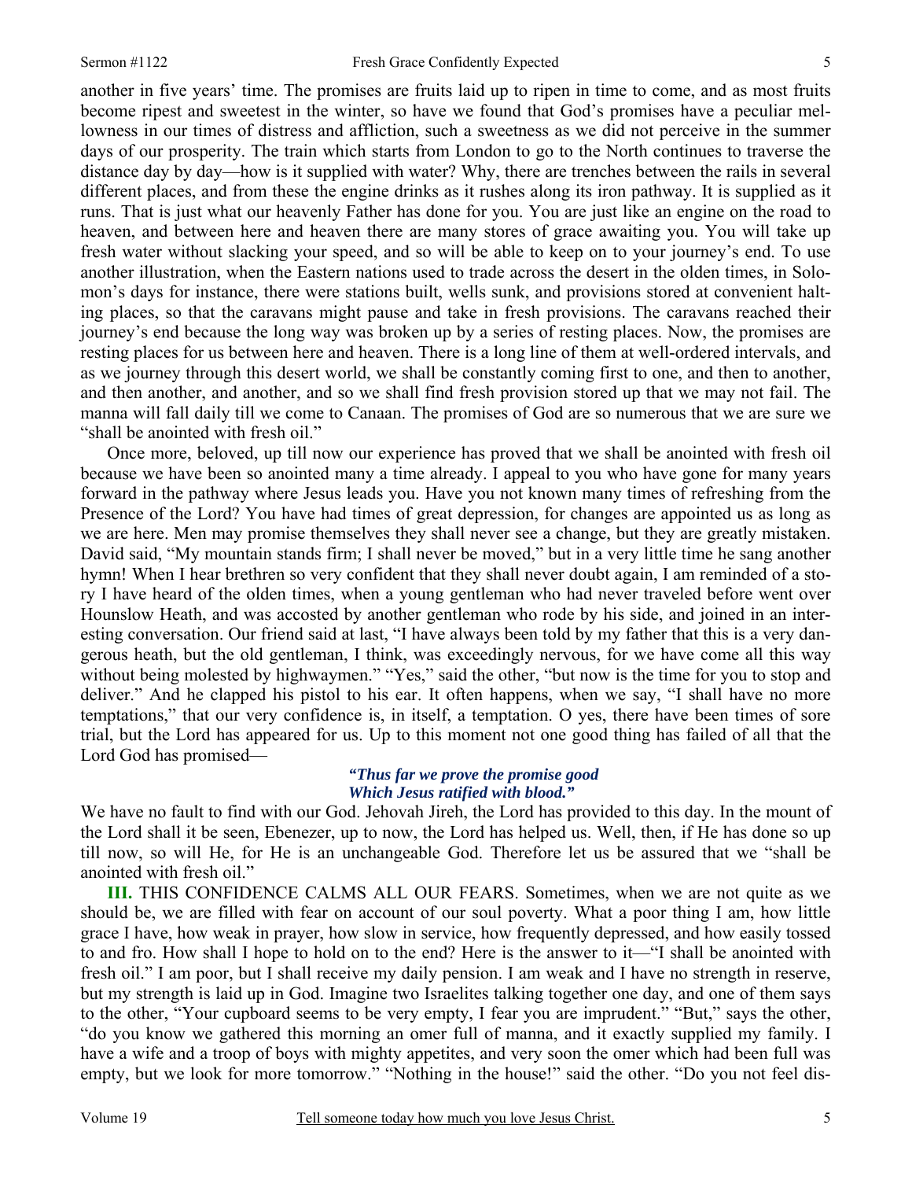another in five years' time. The promises are fruits laid up to ripen in time to come, and as most fruits become ripest and sweetest in the winter, so have we found that God's promises have a peculiar mellowness in our times of distress and affliction, such a sweetness as we did not perceive in the summer days of our prosperity. The train which starts from London to go to the North continues to traverse the distance day by day—how is it supplied with water? Why, there are trenches between the rails in several different places, and from these the engine drinks as it rushes along its iron pathway. It is supplied as it runs. That is just what our heavenly Father has done for you. You are just like an engine on the road to heaven, and between here and heaven there are many stores of grace awaiting you. You will take up fresh water without slacking your speed, and so will be able to keep on to your journey's end. To use another illustration, when the Eastern nations used to trade across the desert in the olden times, in Solomon's days for instance, there were stations built, wells sunk, and provisions stored at convenient halting places, so that the caravans might pause and take in fresh provisions. The caravans reached their journey's end because the long way was broken up by a series of resting places. Now, the promises are resting places for us between here and heaven. There is a long line of them at well-ordered intervals, and as we journey through this desert world, we shall be constantly coming first to one, and then to another, and then another, and another, and so we shall find fresh provision stored up that we may not fail. The manna will fall daily till we come to Canaan. The promises of God are so numerous that we are sure we "shall be anointed with fresh oil."

Once more, beloved, up till now our experience has proved that we shall be anointed with fresh oil because we have been so anointed many a time already. I appeal to you who have gone for many years forward in the pathway where Jesus leads you. Have you not known many times of refreshing from the Presence of the Lord? You have had times of great depression, for changes are appointed us as long as we are here. Men may promise themselves they shall never see a change, but they are greatly mistaken. David said, "My mountain stands firm; I shall never be moved," but in a very little time he sang another hymn! When I hear brethren so very confident that they shall never doubt again, I am reminded of a story I have heard of the olden times, when a young gentleman who had never traveled before went over Hounslow Heath, and was accosted by another gentleman who rode by his side, and joined in an interesting conversation. Our friend said at last, "I have always been told by my father that this is a very dangerous heath, but the old gentleman, I think, was exceedingly nervous, for we have come all this way without being molested by highwaymen." "Yes," said the other, "but now is the time for you to stop and deliver." And he clapped his pistol to his ear. It often happens, when we say, "I shall have no more temptations," that our very confidence is, in itself, a temptation. O yes, there have been times of sore trial, but the Lord has appeared for us. Up to this moment not one good thing has failed of all that the Lord God has promised—

> ***"Thus far we prove the promise good***
> ***Which Jesus ratified with blood."***

We have no fault to find with our God. Jehovah Jireh, the Lord has provided to this day. In the mount of the Lord shall it be seen, Ebenezer, up to now, the Lord has helped us. Well, then, if He has done so up till now, so will He, for He is an unchangeable God. Therefore let us be assured that we "shall be anointed with fresh oil."

**III.** THIS CONFIDENCE CALMS ALL OUR FEARS. Sometimes, when we are not quite as we should be, we are filled with fear on account of our soul poverty. What a poor thing I am, how little grace I have, how weak in prayer, how slow in service, how frequently depressed, and how easily tossed to and fro. How shall I hope to hold on to the end? Here is the answer to it—"I shall be anointed with fresh oil." I am poor, but I shall receive my daily pension. I am weak and I have no strength in reserve, but my strength is laid up in God. Imagine two Israelites talking together one day, and one of them says to the other, "Your cupboard seems to be very empty, I fear you are imprudent." "But," says the other, "do you know we gathered this morning an omer full of manna, and it exactly supplied my family. I have a wife and a troop of boys with mighty appetites, and very soon the omer which had been full was empty, but we look for more tomorrow." "Nothing in the house!" said the other. "Do you not feel dis-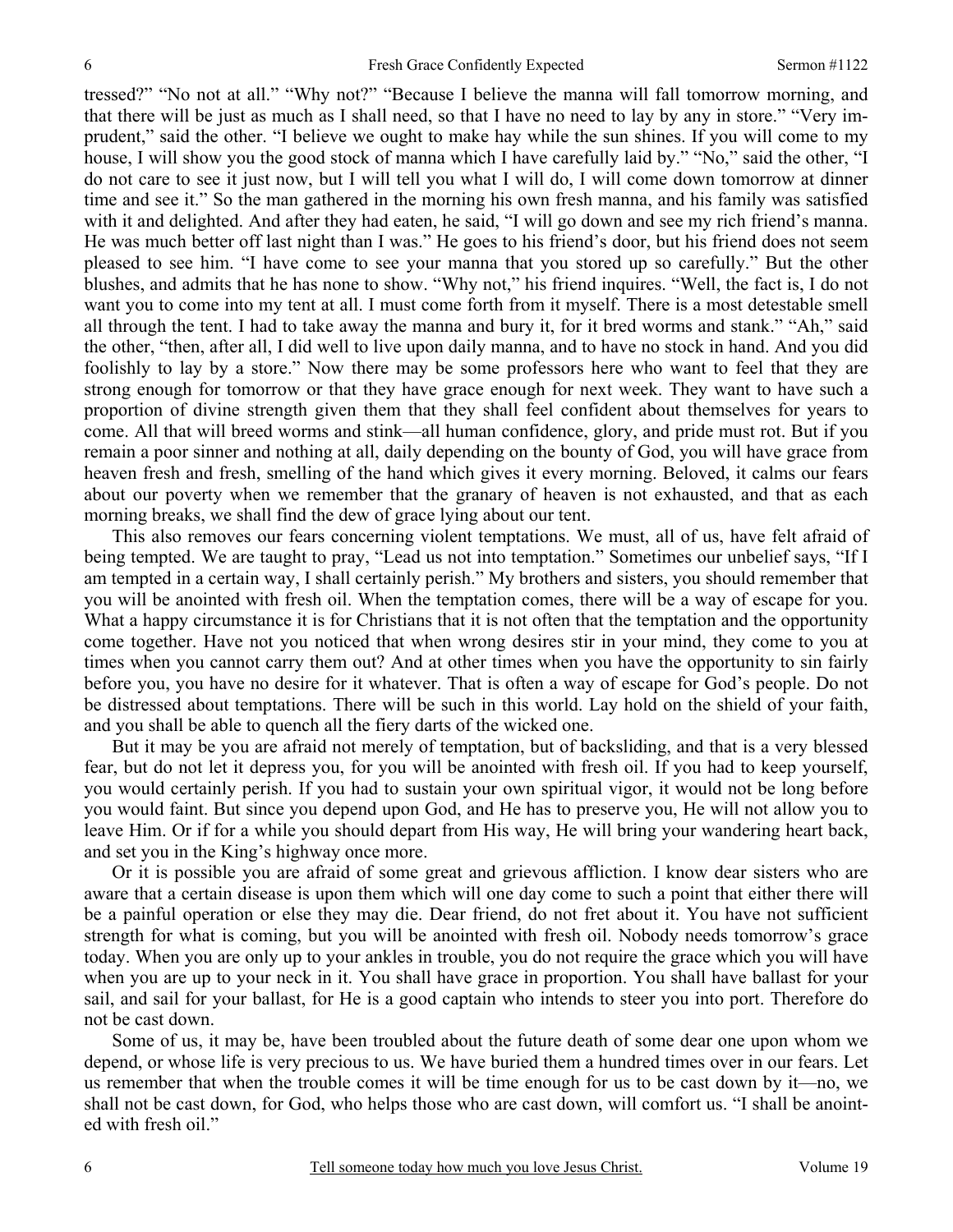tressed?" "No not at all." "Why not?" "Because I believe the manna will fall tomorrow morning, and that there will be just as much as I shall need, so that I have no need to lay by any in store." "Very imprudent," said the other. "I believe we ought to make hay while the sun shines. If you will come to my house, I will show you the good stock of manna which I have carefully laid by." "No," said the other, "I do not care to see it just now, but I will tell you what I will do, I will come down tomorrow at dinner time and see it." So the man gathered in the morning his own fresh manna, and his family was satisfied with it and delighted. And after they had eaten, he said, "I will go down and see my rich friend's manna. He was much better off last night than I was." He goes to his friend's door, but his friend does not seem pleased to see him. "I have come to see your manna that you stored up so carefully." But the other blushes, and admits that he has none to show. "Why not," his friend inquires. "Well, the fact is, I do not want you to come into my tent at all. I must come forth from it myself. There is a most detestable smell all through the tent. I had to take away the manna and bury it, for it bred worms and stank." "Ah," said the other, "then, after all, I did well to live upon daily manna, and to have no stock in hand. And you did foolishly to lay by a store." Now there may be some professors here who want to feel that they are strong enough for tomorrow or that they have grace enough for next week. They want to have such a proportion of divine strength given them that they shall feel confident about themselves for years to come. All that will breed worms and stink—all human confidence, glory, and pride must rot. But if you remain a poor sinner and nothing at all, daily depending on the bounty of God, you will have grace from heaven fresh and fresh, smelling of the hand which gives it every morning. Beloved, it calms our fears about our poverty when we remember that the granary of heaven is not exhausted, and that as each morning breaks, we shall find the dew of grace lying about our tent.

This also removes our fears concerning violent temptations. We must, all of us, have felt afraid of being tempted. We are taught to pray, "Lead us not into temptation." Sometimes our unbelief says, "If I am tempted in a certain way, I shall certainly perish." My brothers and sisters, you should remember that you will be anointed with fresh oil. When the temptation comes, there will be a way of escape for you. What a happy circumstance it is for Christians that it is not often that the temptation and the opportunity come together. Have not you noticed that when wrong desires stir in your mind, they come to you at times when you cannot carry them out? And at other times when you have the opportunity to sin fairly before you, you have no desire for it whatever. That is often a way of escape for God's people. Do not be distressed about temptations. There will be such in this world. Lay hold on the shield of your faith, and you shall be able to quench all the fiery darts of the wicked one.

But it may be you are afraid not merely of temptation, but of backsliding, and that is a very blessed fear, but do not let it depress you, for you will be anointed with fresh oil. If you had to keep yourself, you would certainly perish. If you had to sustain your own spiritual vigor, it would not be long before you would faint. But since you depend upon God, and He has to preserve you, He will not allow you to leave Him. Or if for a while you should depart from His way, He will bring your wandering heart back, and set you in the King's highway once more.

Or it is possible you are afraid of some great and grievous affliction. I know dear sisters who are aware that a certain disease is upon them which will one day come to such a point that either there will be a painful operation or else they may die. Dear friend, do not fret about it. You have not sufficient strength for what is coming, but you will be anointed with fresh oil. Nobody needs tomorrow's grace today. When you are only up to your ankles in trouble, you do not require the grace which you will have when you are up to your neck in it. You shall have grace in proportion. You shall have ballast for your sail, and sail for your ballast, for He is a good captain who intends to steer you into port. Therefore do not be cast down.

Some of us, it may be, have been troubled about the future death of some dear one upon whom we depend, or whose life is very precious to us. We have buried them a hundred times over in our fears. Let us remember that when the trouble comes it will be time enough for us to be cast down by it—no, we shall not be cast down, for God, who helps those who are cast down, will comfort us. "I shall be anointed with fresh oil."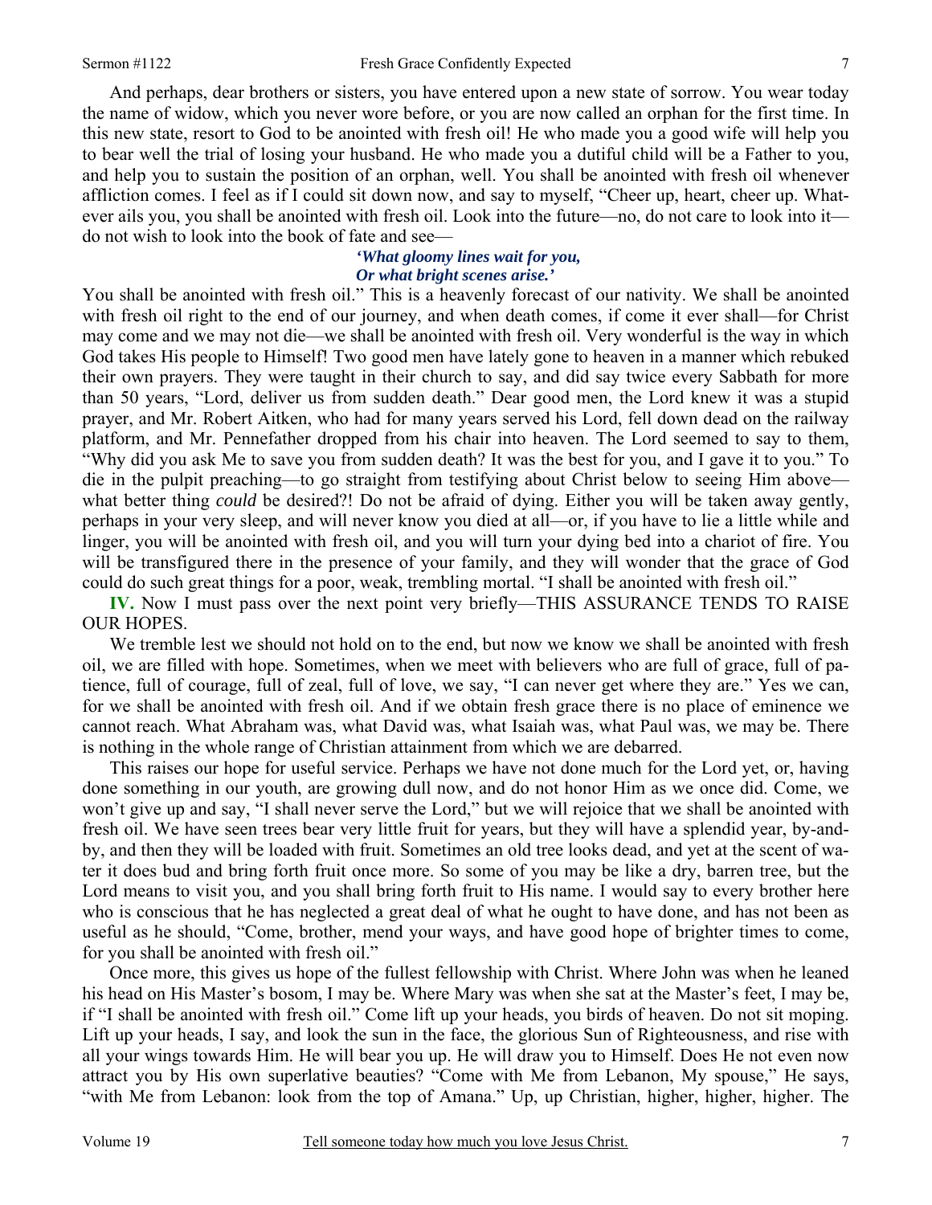And perhaps, dear brothers or sisters, you have entered upon a new state of sorrow. You wear today the name of widow, which you never wore before, or you are now called an orphan for the first time. In this new state, resort to God to be anointed with fresh oil! He who made you a good wife will help you to bear well the trial of losing your husband. He who made you a dutiful child will be a Father to you, and help you to sustain the position of an orphan, well. You shall be anointed with fresh oil whenever affliction comes. I feel as if I could sit down now, and say to myself, "Cheer up, heart, cheer up. Whatever ails you, you shall be anointed with fresh oil. Look into the future—no, do not care to look into it—do not wish to look into the book of fate and see—

> ***'What gloomy lines wait for you,***
> ***Or what bright scenes arise.'***

You shall be anointed with fresh oil." This is a heavenly forecast of our nativity. We shall be anointed with fresh oil right to the end of our journey, and when death comes, if come it ever shall—for Christ may come and we may not die—we shall be anointed with fresh oil. Very wonderful is the way in which God takes His people to Himself! Two good men have lately gone to heaven in a manner which rebuked their own prayers. They were taught in their church to say, and did say twice every Sabbath for more than 50 years, "Lord, deliver us from sudden death." Dear good men, the Lord knew it was a stupid prayer, and Mr. Robert Aitken, who had for many years served his Lord, fell down dead on the railway platform, and Mr. Pennefather dropped from his chair into heaven. The Lord seemed to say to them, "Why did you ask Me to save you from sudden death? It was the best for you, and I gave it to you." To die in the pulpit preaching—to go straight from testifying about Christ below to seeing Him above—what better thing *could* be desired?! Do not be afraid of dying. Either you will be taken away gently, perhaps in your very sleep, and will never know you died at all—or, if you have to lie a little while and linger, you will be anointed with fresh oil, and you will turn your dying bed into a chariot of fire. You will be transfigured there in the presence of your family, and they will wonder that the grace of God could do such great things for a poor, weak, trembling mortal. "I shall be anointed with fresh oil."

**IV.** Now I must pass over the next point very briefly—THIS ASSURANCE TENDS TO RAISE OUR HOPES.

We tremble lest we should not hold on to the end, but now we know we shall be anointed with fresh oil, we are filled with hope. Sometimes, when we meet with believers who are full of grace, full of patience, full of courage, full of zeal, full of love, we say, "I can never get where they are." Yes we can, for we shall be anointed with fresh oil. And if we obtain fresh grace there is no place of eminence we cannot reach. What Abraham was, what David was, what Isaiah was, what Paul was, we may be. There is nothing in the whole range of Christian attainment from which we are debarred.

This raises our hope for useful service. Perhaps we have not done much for the Lord yet, or, having done something in our youth, are growing dull now, and do not honor Him as we once did. Come, we won't give up and say, "I shall never serve the Lord," but we will rejoice that we shall be anointed with fresh oil. We have seen trees bear very little fruit for years, but they will have a splendid year, by-and-by, and then they will be loaded with fruit. Sometimes an old tree looks dead, and yet at the scent of water it does bud and bring forth fruit once more. So some of you may be like a dry, barren tree, but the Lord means to visit you, and you shall bring forth fruit to His name. I would say to every brother here who is conscious that he has neglected a great deal of what he ought to have done, and has not been as useful as he should, "Come, brother, mend your ways, and have good hope of brighter times to come, for you shall be anointed with fresh oil."

Once more, this gives us hope of the fullest fellowship with Christ. Where John was when he leaned his head on His Master's bosom, I may be. Where Mary was when she sat at the Master's feet, I may be, if "I shall be anointed with fresh oil." Come lift up your heads, you birds of heaven. Do not sit moping. Lift up your heads, I say, and look the sun in the face, the glorious Sun of Righteousness, and rise with all your wings towards Him. He will bear you up. He will draw you to Himself. Does He not even now attract you by His own superlative beauties? "Come with Me from Lebanon, My spouse," He says, "with Me from Lebanon: look from the top of Amana." Up, up Christian, higher, higher, higher. The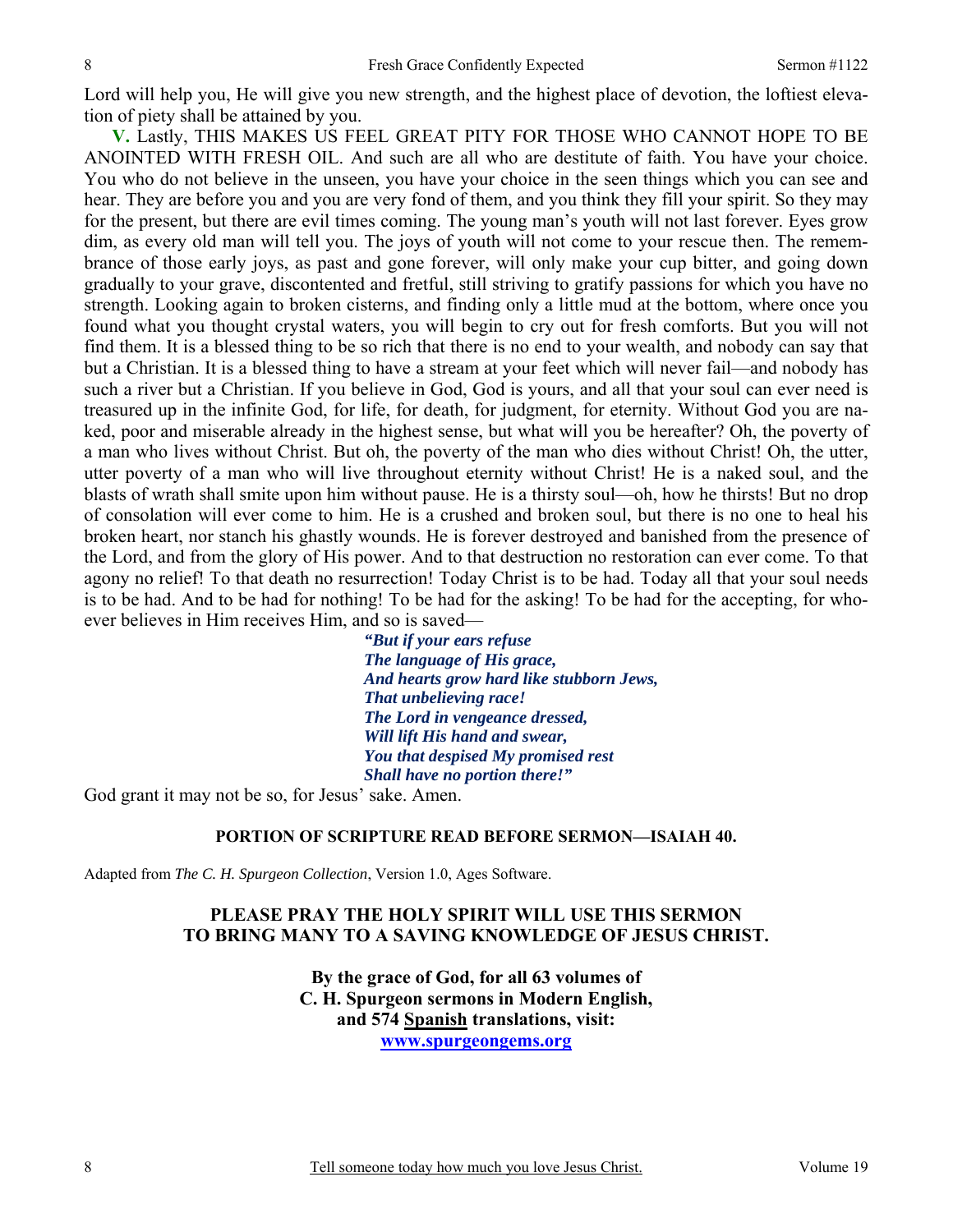Lord will help you, He will give you new strength, and the highest place of devotion, the loftiest elevation of piety shall be attained by you.

**V.** Lastly, THIS MAKES US FEEL GREAT PITY FOR THOSE WHO CANNOT HOPE TO BE ANOINTED WITH FRESH OIL. And such are all who are destitute of faith. You have your choice. You who do not believe in the unseen, you have your choice in the seen things which you can see and hear. They are before you and you are very fond of them, and you think they fill your spirit. So they may for the present, but there are evil times coming. The young man's youth will not last forever. Eyes grow dim, as every old man will tell you. The joys of youth will not come to your rescue then. The remembrance of those early joys, as past and gone forever, will only make your cup bitter, and going down gradually to your grave, discontented and fretful, still striving to gratify passions for which you have no strength. Looking again to broken cisterns, and finding only a little mud at the bottom, where once you found what you thought crystal waters, you will begin to cry out for fresh comforts. But you will not find them. It is a blessed thing to be so rich that there is no end to your wealth, and nobody can say that but a Christian. It is a blessed thing to have a stream at your feet which will never fail—and nobody has such a river but a Christian. If you believe in God, God is yours, and all that your soul can ever need is treasured up in the infinite God, for life, for death, for judgment, for eternity. Without God you are naked, poor and miserable already in the highest sense, but what will you be hereafter? Oh, the poverty of a man who lives without Christ. But oh, the poverty of the man who dies without Christ! Oh, the utter, utter poverty of a man who will live throughout eternity without Christ! He is a naked soul, and the blasts of wrath shall smite upon him without pause. He is a thirsty soul—oh, how he thirsts! But no drop of consolation will ever come to him. He is a crushed and broken soul, but there is no one to heal his broken heart, nor stanch his ghastly wounds. He is forever destroyed and banished from the presence of the Lord, and from the glory of His power. And to that destruction no restoration can ever come. To that agony no relief! To that death no resurrection! Today Christ is to be had. Today all that your soul needs is to be had. And to be had for nothing! To be had for the asking! To be had for the accepting, for whoever believes in Him receives Him, and so is saved—

> ***"But if your ears refuse***
> ***The language of His grace,***
> ***And hearts grow hard like stubborn Jews,***
> ***That unbelieving race!***
> ***The Lord in vengeance dressed,***
> ***Will lift His hand and swear,***
> ***You that despised My promised rest***
> ***Shall have no portion there!"***

God grant it may not be so, for Jesus' sake. Amen.

**PORTION OF SCRIPTURE READ BEFORE SERMON—ISAIAH 40.**

Adapted from *The C. H. Spurgeon Collection*, Version 1.0, Ages Software.

**PLEASE PRAY THE HOLY SPIRIT WILL USE THIS SERMON TO BRING MANY TO A SAVING KNOWLEDGE OF JESUS CHRIST.**

**By the grace of God, for all 63 volumes of C. H. Spurgeon sermons in Modern English, and 574 Spanish translations, visit: www.spurgeongems.org**